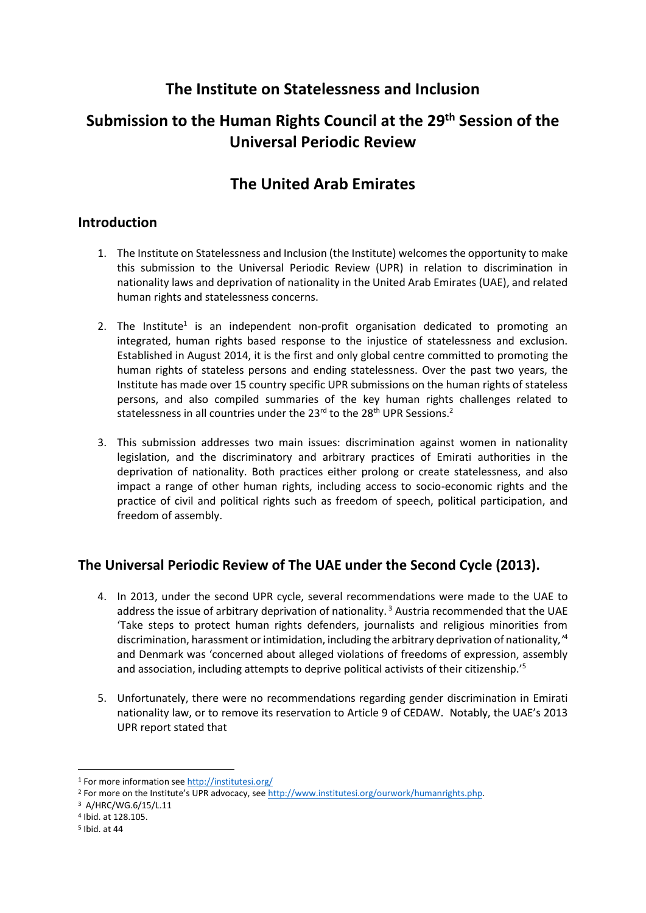# The Institute on Statelessness and Inclusion

# Submission to the Human Rights Council at the 29th Session of the Universal Periodic Review

# The United Arab Emirates

## Introduction

1. The Institute on Statelessness and Inclusion (the Institute) welcomes the opportunity to make this submission to the Universal Periodic Review (UPR) in relation to discrimination in nationality laws and deprivation of nationality in the United Arab Emirates (UAE), and related human rights and statelessness concerns.

2. The Institute[1] is an independent non-profit organisation dedicated to promoting an integrated, human rights based response to the injustice of statelessness and exclusion. Established in August 2014, it is the first and only global centre committed to promoting the human rights of stateless persons and ending statelessness. Over the past two years, the Institute has made over 15 country specific UPR submissions on the human rights of stateless persons, and also compiled summaries of the key human rights challenges related to statelessness in all countries under the 23rd to the 28th UPR Sessions.[2]

3. This submission addresses two main issues: discrimination against women in nationality legislation, and the discriminatory and arbitrary practices of Emirati authorities in the deprivation of nationality. Both practices either prolong or create statelessness, and also impact a range of other human rights, including access to socio-economic rights and the practice of civil and political rights such as freedom of speech, political participation, and freedom of assembly.

## The Universal Periodic Review of The UAE under the Second Cycle (2013).

4. In 2013, under the second UPR cycle, several recommendations were made to the UAE to address the issue of arbitrary deprivation of nationality.[3] Austria recommended that the UAE 'Take steps to protect human rights defenders, journalists and religious minorities from discrimination, harassment or intimidation, including the arbitrary deprivation of nationality,'[4] and Denmark was 'concerned about alleged violations of freedoms of expression, assembly and association, including attempts to deprive political activists of their citizenship.'[5]

5. Unfortunately, there were no recommendations regarding gender discrimination in Emirati nationality law, or to remove its reservation to Article 9 of CEDAW. Notably, the UAE's 2013 UPR report stated that

---

[1] For more information see http://institutesi.org/

[2] For more on the Institute's UPR advocacy, see http://www.institutesi.org/ourwork/humanrights.php.

[3] A/HRC/WG.6/15/L.11

[4] Ibid. at 128.105.

[5] Ibid. at 44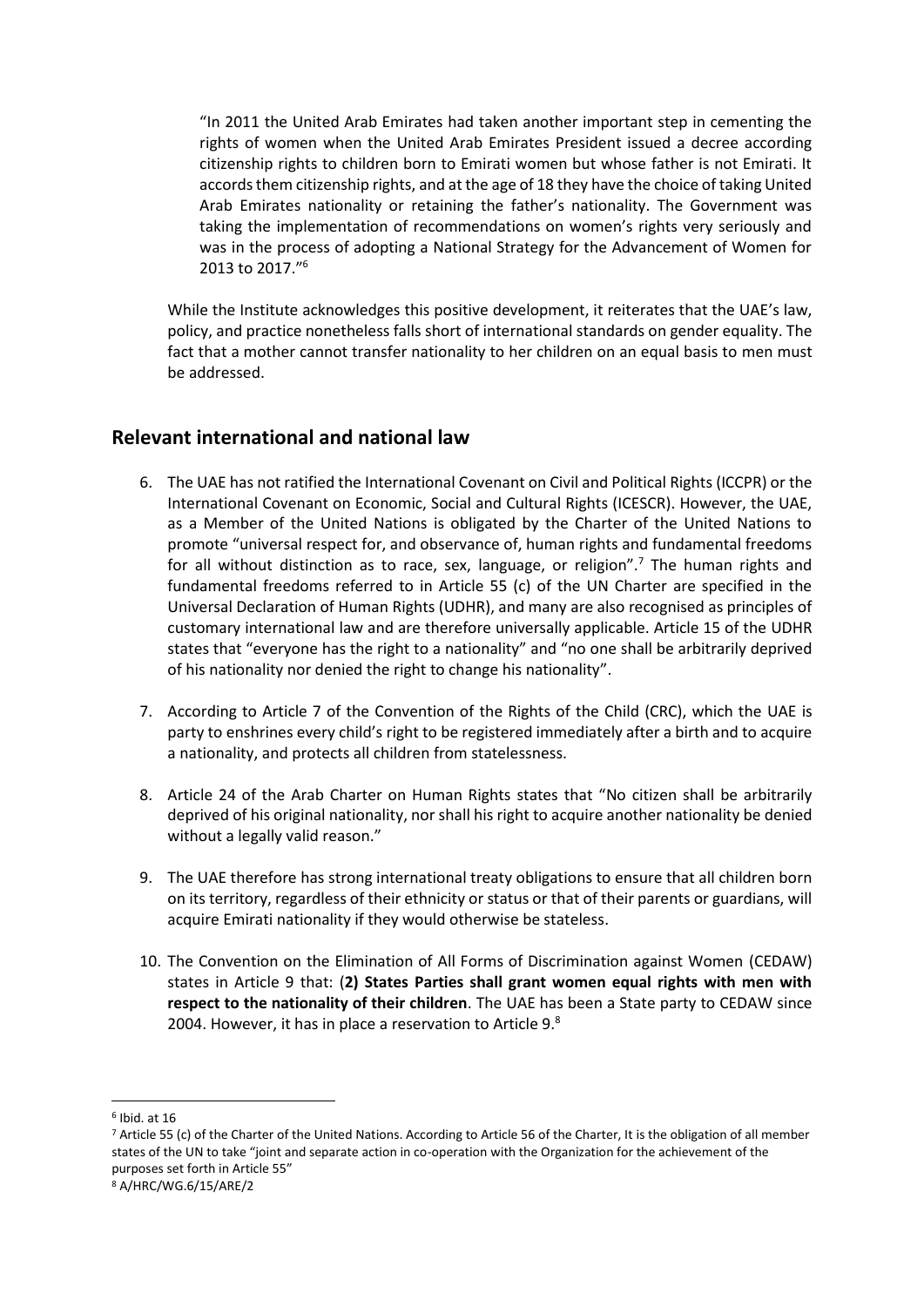> "In 2011 the United Arab Emirates had taken another important step in cementing the rights of women when the United Arab Emirates President issued a decree according citizenship rights to children born to Emirati women but whose father is not Emirati. It accords them citizenship rights, and at the age of 18 they have the choice of taking United Arab Emirates nationality or retaining the father's nationality. The Government was taking the implementation of recommendations on women's rights very seriously and was in the process of adopting a National Strategy for the Advancement of Women for 2013 to 2017."[6]

While the Institute acknowledges this positive development, it reiterates that the UAE's law, policy, and practice nonetheless falls short of international standards on gender equality. The fact that a mother cannot transfer nationality to her children on an equal basis to men must be addressed.

## Relevant international and national law

6. The UAE has not ratified the International Covenant on Civil and Political Rights (ICCPR) or the International Covenant on Economic, Social and Cultural Rights (ICESCR). However, the UAE, as a Member of the United Nations is obligated by the Charter of the United Nations to promote "universal respect for, and observance of, human rights and fundamental freedoms for all without distinction as to race, sex, language, or religion".[7] The human rights and fundamental freedoms referred to in Article 55 (c) of the UN Charter are specified in the Universal Declaration of Human Rights (UDHR), and many are also recognised as principles of customary international law and are therefore universally applicable. Article 15 of the UDHR states that "everyone has the right to a nationality" and "no one shall be arbitrarily deprived of his nationality nor denied the right to change his nationality".

7. According to Article 7 of the Convention of the Rights of the Child (CRC), which the UAE is party to enshrines every child's right to be registered immediately after a birth and to acquire a nationality, and protects all children from statelessness.

8. Article 24 of the Arab Charter on Human Rights states that "No citizen shall be arbitrarily deprived of his original nationality, nor shall his right to acquire another nationality be denied without a legally valid reason."

9. The UAE therefore has strong international treaty obligations to ensure that all children born on its territory, regardless of their ethnicity or status or that of their parents or guardians, will acquire Emirati nationality if they would otherwise be stateless.

10. The Convention on the Elimination of All Forms of Discrimination against Women (CEDAW) states in Article 9 that: (**2) States Parties shall grant women equal rights with men with respect to the nationality of their children**. The UAE has been a State party to CEDAW since 2004. However, it has in place a reservation to Article 9.[8]

---

[6] Ibid. at 16

[7] Article 55 (c) of the Charter of the United Nations. According to Article 56 of the Charter, It is the obligation of all member states of the UN to take "joint and separate action in co-operation with the Organization for the achievement of the purposes set forth in Article 55"

[8] A/HRC/WG.6/15/ARE/2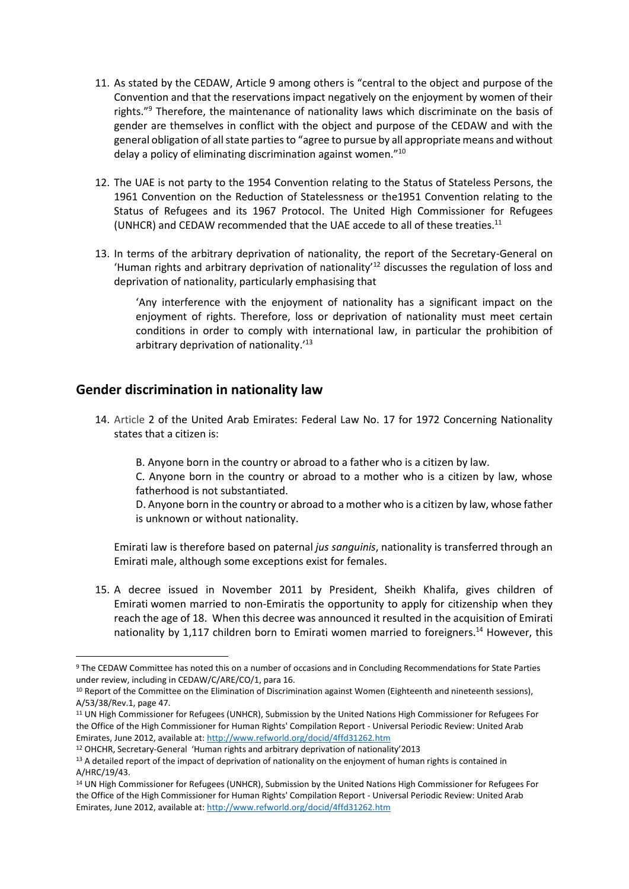11. As stated by the CEDAW, Article 9 among others is "central to the object and purpose of the Convention and that the reservations impact negatively on the enjoyment by women of their rights."[9] Therefore, the maintenance of nationality laws which discriminate on the basis of gender are themselves in conflict with the object and purpose of the CEDAW and with the general obligation of all state parties to "agree to pursue by all appropriate means and without delay a policy of eliminating discrimination against women."[10]

12. The UAE is not party to the 1954 Convention relating to the Status of Stateless Persons, the 1961 Convention on the Reduction of Statelessness or the1951 Convention relating to the Status of Refugees and its 1967 Protocol. The United High Commissioner for Refugees (UNHCR) and CEDAW recommended that the UAE accede to all of these treaties.[11]

13. In terms of the arbitrary deprivation of nationality, the report of the Secretary-General on 'Human rights and arbitrary deprivation of nationality'[12] discusses the regulation of loss and deprivation of nationality, particularly emphasising that

   > 'Any interference with the enjoyment of nationality has a significant impact on the enjoyment of rights. Therefore, loss or deprivation of nationality must meet certain conditions in order to comply with international law, in particular the prohibition of arbitrary deprivation of nationality.'[13]

## Gender discrimination in nationality law

14. Article 2 of the United Arab Emirates: Federal Law No. 17 for 1972 Concerning Nationality states that a citizen is:

   B. Anyone born in the country or abroad to a father who is a citizen by law.
   C. Anyone born in the country or abroad to a mother who is a citizen by law, whose fatherhood is not substantiated.
   D. Anyone born in the country or abroad to a mother who is a citizen by law, whose father is unknown or without nationality.

   Emirati law is therefore based on paternal *jus sanguinis*, nationality is transferred through an Emirati male, although some exceptions exist for females.

15. A decree issued in November 2011 by President, Sheikh Khalifa, gives children of Emirati women married to non-Emiratis the opportunity to apply for citizenship when they reach the age of 18. When this decree was announced it resulted in the acquisition of Emirati nationality by 1,117 children born to Emirati women married to foreigners.[14] However, this

---

[9] The CEDAW Committee has noted this on a number of occasions and in Concluding Recommendations for State Parties under review, including in CEDAW/C/ARE/CO/1, para 16.

[10] Report of the Committee on the Elimination of Discrimination against Women (Eighteenth and nineteenth sessions), A/53/38/Rev.1, page 47.

[11] UN High Commissioner for Refugees (UNHCR), Submission by the United Nations High Commissioner for Refugees For the Office of the High Commissioner for Human Rights' Compilation Report - Universal Periodic Review: United Arab Emirates, June 2012, available at: http://www.refworld.org/docid/4ffd31262.htm

[12] OHCHR, Secretary-General 'Human rights and arbitrary deprivation of nationality'2013

[13] A detailed report of the impact of deprivation of nationality on the enjoyment of human rights is contained in A/HRC/19/43.

[14] UN High Commissioner for Refugees (UNHCR), Submission by the United Nations High Commissioner for Refugees For the Office of the High Commissioner for Human Rights' Compilation Report - Universal Periodic Review: United Arab Emirates, June 2012, available at: http://www.refworld.org/docid/4ffd31262.htm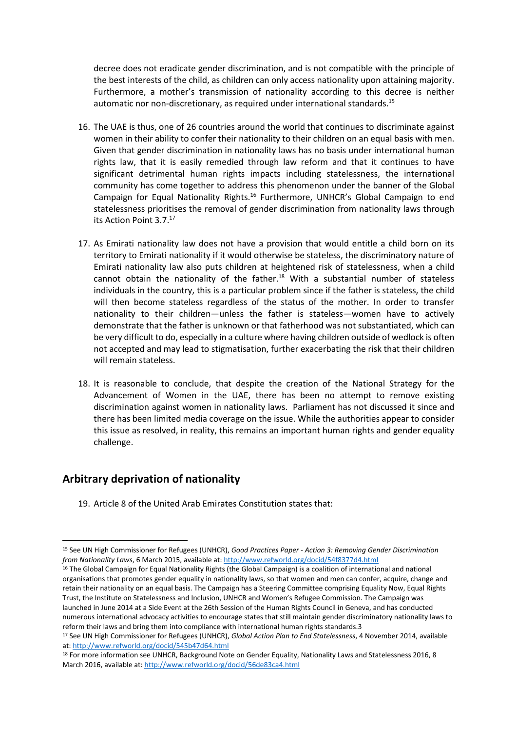decree does not eradicate gender discrimination, and is not compatible with the principle of the best interests of the child, as children can only access nationality upon attaining majority. Furthermore, a mother's transmission of nationality according to this decree is neither automatic nor non-discretionary, as required under international standards.[15]

16. The UAE is thus, one of 26 countries around the world that continues to discriminate against women in their ability to confer their nationality to their children on an equal basis with men. Given that gender discrimination in nationality laws has no basis under international human rights law, that it is easily remedied through law reform and that it continues to have significant detrimental human rights impacts including statelessness, the international community has come together to address this phenomenon under the banner of the Global Campaign for Equal Nationality Rights.[16] Furthermore, UNHCR's Global Campaign to end statelessness prioritises the removal of gender discrimination from nationality laws through its Action Point 3.7.[17]

17. As Emirati nationality law does not have a provision that would entitle a child born on its territory to Emirati nationality if it would otherwise be stateless, the discriminatory nature of Emirati nationality law also puts children at heightened risk of statelessness, when a child cannot obtain the nationality of the father.[18] With a substantial number of stateless individuals in the country, this is a particular problem since if the father is stateless, the child will then become stateless regardless of the status of the mother. In order to transfer nationality to their children—unless the father is stateless—women have to actively demonstrate that the father is unknown or that fatherhood was not substantiated, which can be very difficult to do, especially in a culture where having children outside of wedlock is often not accepted and may lead to stigmatisation, further exacerbating the risk that their children will remain stateless.

18. It is reasonable to conclude, that despite the creation of the National Strategy for the Advancement of Women in the UAE, there has been no attempt to remove existing discrimination against women in nationality laws. Parliament has not discussed it since and there has been limited media coverage on the issue. While the authorities appear to consider this issue as resolved, in reality, this remains an important human rights and gender equality challenge.

## Arbitrary deprivation of nationality

19. Article 8 of the United Arab Emirates Constitution states that:

---

[15] See UN High Commissioner for Refugees (UNHCR), *Good Practices Paper - Action 3: Removing Gender Discrimination from Nationality Laws*, 6 March 2015, available at: http://www.refworld.org/docid/54f8377d4.html

[16] The Global Campaign for Equal Nationality Rights (the Global Campaign) is a coalition of international and national organisations that promotes gender equality in nationality laws, so that women and men can confer, acquire, change and retain their nationality on an equal basis. The Campaign has a Steering Committee comprising Equality Now, Equal Rights Trust, the Institute on Statelessness and Inclusion, UNHCR and Women's Refugee Commission. The Campaign was launched in June 2014 at a Side Event at the 26th Session of the Human Rights Council in Geneva, and has conducted numerous international advocacy activities to encourage states that still maintain gender discriminatory nationality laws to reform their laws and bring them into compliance with international human rights standards.3

[17] See UN High Commissioner for Refugees (UNHCR), *Global Action Plan to End Statelessness*, 4 November 2014, available at: http://www.refworld.org/docid/545b47d64.html

[18] For more information see UNHCR, Background Note on Gender Equality, Nationality Laws and Statelessness 2016, 8 March 2016, available at: http://www.refworld.org/docid/56de83ca4.html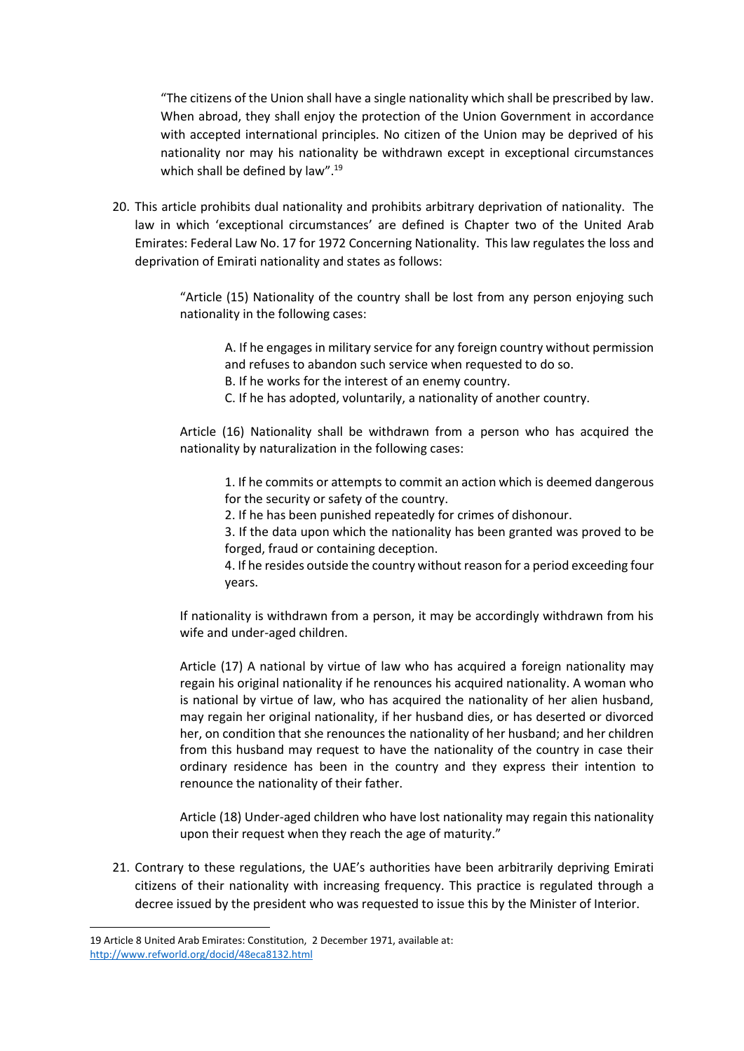> "The citizens of the Union shall have a single nationality which shall be prescribed by law. When abroad, they shall enjoy the protection of the Union Government in accordance with accepted international principles. No citizen of the Union may be deprived of his nationality nor may his nationality be withdrawn except in exceptional circumstances which shall be defined by law".[19]

20. This article prohibits dual nationality and prohibits arbitrary deprivation of nationality. The law in which 'exceptional circumstances' are defined is Chapter two of the United Arab Emirates: Federal Law No. 17 for 1972 Concerning Nationality. This law regulates the loss and deprivation of Emirati nationality and states as follows:

> "Article (15) Nationality of the country shall be lost from any person enjoying such nationality in the following cases:
>
> A. If he engages in military service for any foreign country without permission and refuses to abandon such service when requested to do so.
> B. If he works for the interest of an enemy country.
> C. If he has adopted, voluntarily, a nationality of another country.
>
> Article (16) Nationality shall be withdrawn from a person who has acquired the nationality by naturalization in the following cases:
>
> 1. If he commits or attempts to commit an action which is deemed dangerous for the security or safety of the country.
> 2. If he has been punished repeatedly for crimes of dishonour.
> 3. If the data upon which the nationality has been granted was proved to be forged, fraud or containing deception.
> 4. If he resides outside the country without reason for a period exceeding four years.
>
> If nationality is withdrawn from a person, it may be accordingly withdrawn from his wife and under-aged children.
>
> Article (17) A national by virtue of law who has acquired a foreign nationality may regain his original nationality if he renounces his acquired nationality. A woman who is national by virtue of law, who has acquired the nationality of her alien husband, may regain her original nationality, if her husband dies, or has deserted or divorced her, on condition that she renounces the nationality of her husband; and her children from this husband may request to have the nationality of the country in case their ordinary residence has been in the country and they express their intention to renounce the nationality of their father.
>
> Article (18) Under-aged children who have lost nationality may regain this nationality upon their request when they reach the age of maturity."

21. Contrary to these regulations, the UAE's authorities have been arbitrarily depriving Emirati citizens of their nationality with increasing frequency. This practice is regulated through a decree issued by the president who was requested to issue this by the Minister of Interior.

---

19 Article 8 United Arab Emirates: Constitution, 2 December 1971, available at: http://www.refworld.org/docid/48eca8132.html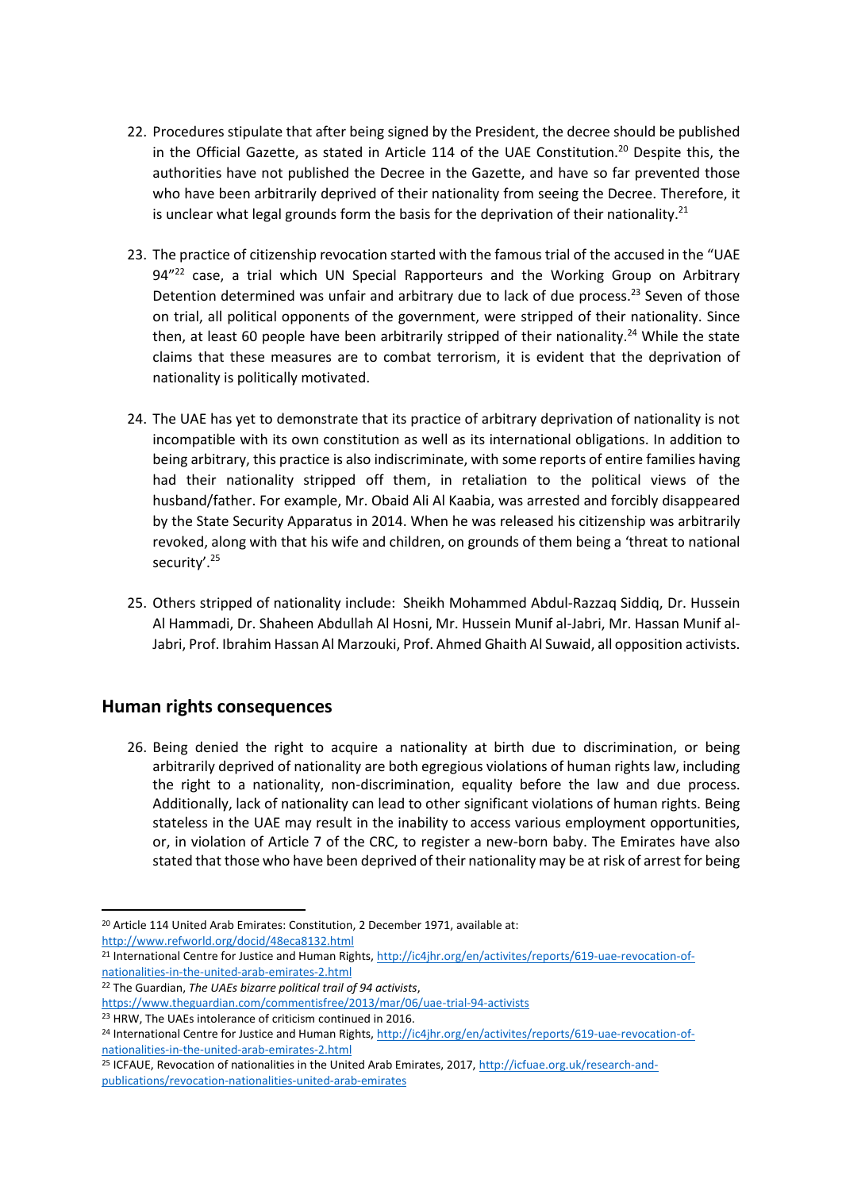22. Procedures stipulate that after being signed by the President, the decree should be published in the Official Gazette, as stated in Article 114 of the UAE Constitution.[20] Despite this, the authorities have not published the Decree in the Gazette, and have so far prevented those who have been arbitrarily deprived of their nationality from seeing the Decree. Therefore, it is unclear what legal grounds form the basis for the deprivation of their nationality.[21]

23. The practice of citizenship revocation started with the famous trial of the accused in the "UAE 94"[22] case, a trial which UN Special Rapporteurs and the Working Group on Arbitrary Detention determined was unfair and arbitrary due to lack of due process.[23] Seven of those on trial, all political opponents of the government, were stripped of their nationality. Since then, at least 60 people have been arbitrarily stripped of their nationality.[24] While the state claims that these measures are to combat terrorism, it is evident that the deprivation of nationality is politically motivated.

24. The UAE has yet to demonstrate that its practice of arbitrary deprivation of nationality is not incompatible with its own constitution as well as its international obligations. In addition to being arbitrary, this practice is also indiscriminate, with some reports of entire families having had their nationality stripped off them, in retaliation to the political views of the husband/father. For example, Mr. Obaid Ali Al Kaabia, was arrested and forcibly disappeared by the State Security Apparatus in 2014. When he was released his citizenship was arbitrarily revoked, along with that his wife and children, on grounds of them being a 'threat to national security'.[25]

25. Others stripped of nationality include: Sheikh Mohammed Abdul-Razzaq Siddiq, Dr. Hussein Al Hammadi, Dr. Shaheen Abdullah Al Hosni, Mr. Hussein Munif al-Jabri, Mr. Hassan Munif al-Jabri, Prof. Ibrahim Hassan Al Marzouki, Prof. Ahmed Ghaith Al Suwaid, all opposition activists.

## Human rights consequences

26. Being denied the right to acquire a nationality at birth due to discrimination, or being arbitrarily deprived of nationality are both egregious violations of human rights law, including the right to a nationality, non-discrimination, equality before the law and due process. Additionally, lack of nationality can lead to other significant violations of human rights. Being stateless in the UAE may result in the inability to access various employment opportunities, or, in violation of Article 7 of the CRC, to register a new-born baby. The Emirates have also stated that those who have been deprived of their nationality may be at risk of arrest for being

---

[20] Article 114 United Arab Emirates: Constitution, 2 December 1971, available at: http://www.refworld.org/docid/48eca8132.html

[21] International Centre for Justice and Human Rights, http://ic4jhr.org/en/activites/reports/619-uae-revocation-of-nationalities-in-the-united-arab-emirates-2.html

[22] The Guardian, *The UAEs bizarre political trail of 94 activists*, https://www.theguardian.com/commentisfree/2013/mar/06/uae-trial-94-activists

[23] HRW, The UAEs intolerance of criticism continued in 2016.

[24] International Centre for Justice and Human Rights, http://ic4jhr.org/en/activites/reports/619-uae-revocation-of-nationalities-in-the-united-arab-emirates-2.html

[25] ICFAUE, Revocation of nationalities in the United Arab Emirates, 2017, http://icfuae.org.uk/research-and-publications/revocation-nationalities-united-arab-emirates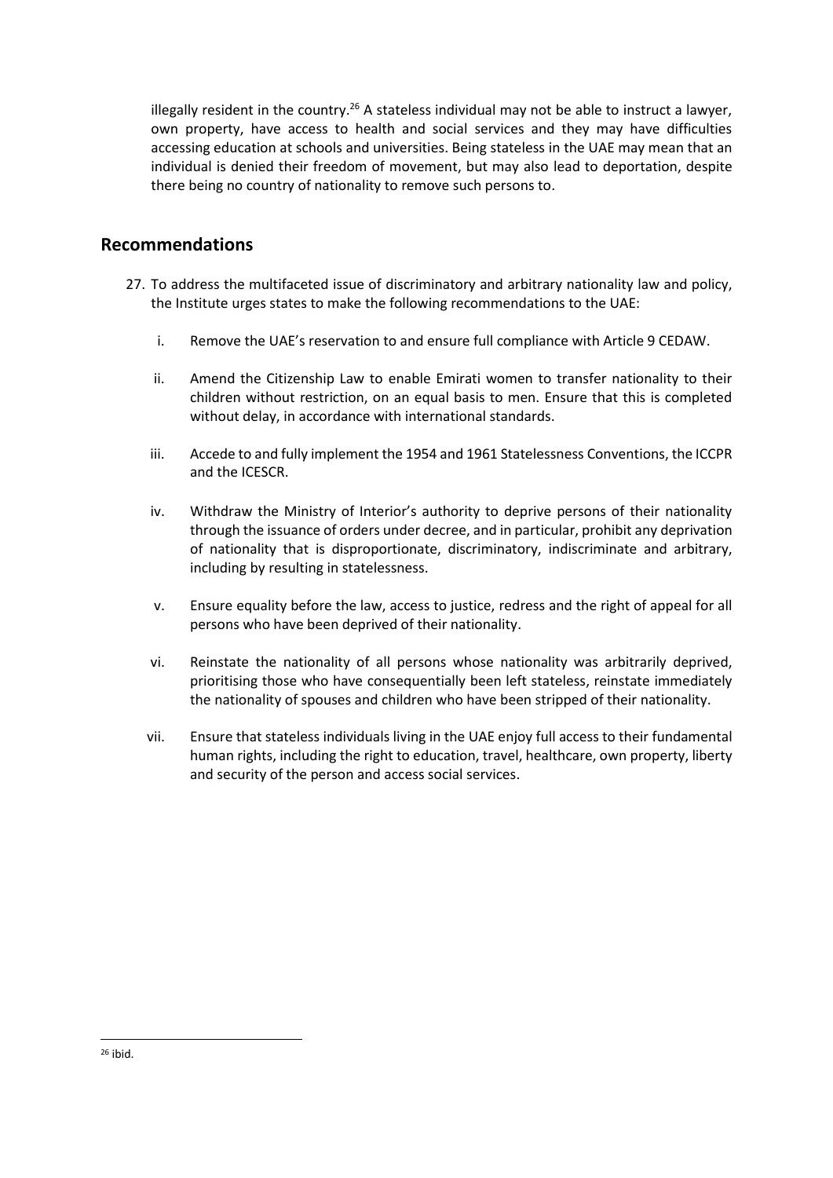illegally resident in the country.[26] A stateless individual may not be able to instruct a lawyer, own property, have access to health and social services and they may have difficulties accessing education at schools and universities. Being stateless in the UAE may mean that an individual is denied their freedom of movement, but may also lead to deportation, despite there being no country of nationality to remove such persons to.

## Recommendations

27. To address the multifaceted issue of discriminatory and arbitrary nationality law and policy, the Institute urges states to make the following recommendations to the UAE:

    i. Remove the UAE's reservation to and ensure full compliance with Article 9 CEDAW.

    ii. Amend the Citizenship Law to enable Emirati women to transfer nationality to their children without restriction, on an equal basis to men. Ensure that this is completed without delay, in accordance with international standards.

    iii. Accede to and fully implement the 1954 and 1961 Statelessness Conventions, the ICCPR and the ICESCR.

    iv. Withdraw the Ministry of Interior's authority to deprive persons of their nationality through the issuance of orders under decree, and in particular, prohibit any deprivation of nationality that is disproportionate, discriminatory, indiscriminate and arbitrary, including by resulting in statelessness.

    v. Ensure equality before the law, access to justice, redress and the right of appeal for all persons who have been deprived of their nationality.

    vi. Reinstate the nationality of all persons whose nationality was arbitrarily deprived, prioritising those who have consequentially been left stateless, reinstate immediately the nationality of spouses and children who have been stripped of their nationality.

    vii. Ensure that stateless individuals living in the UAE enjoy full access to their fundamental human rights, including the right to education, travel, healthcare, own property, liberty and security of the person and access social services.

---

[26] ibid.